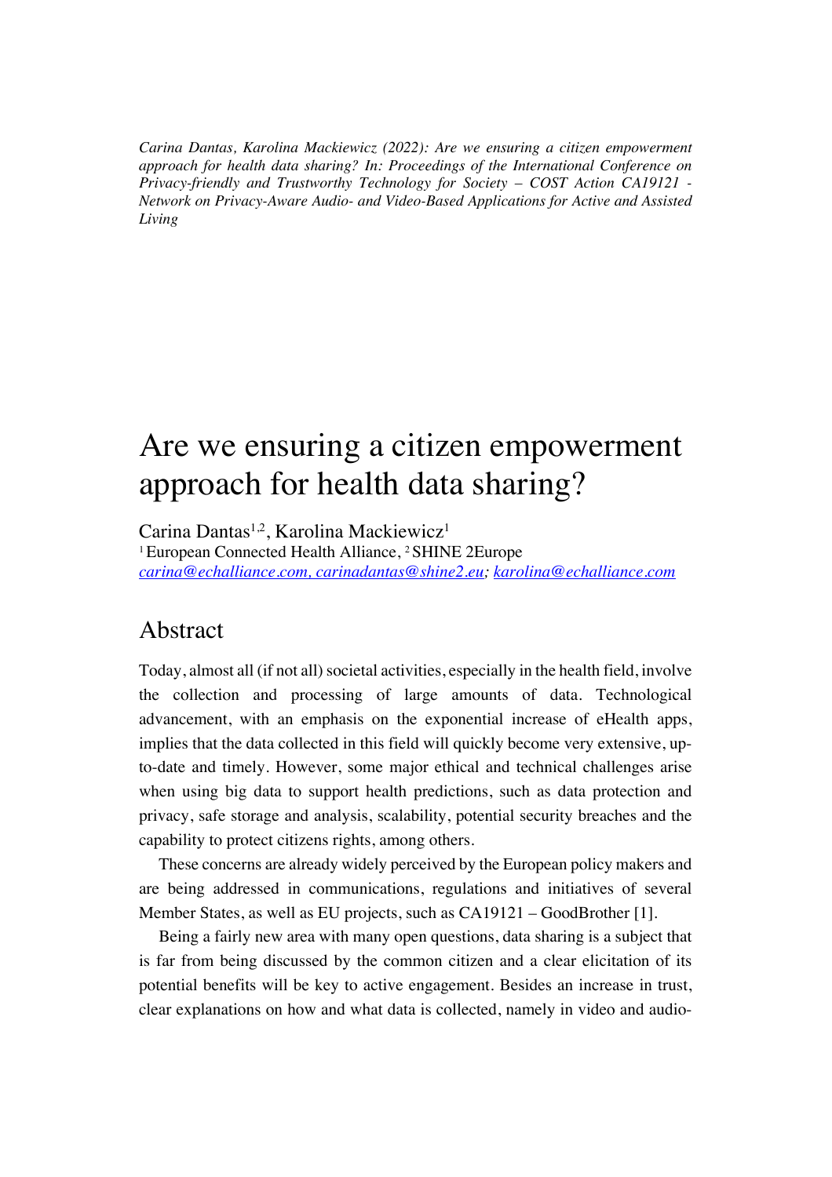*Carina Dantas, Karolina Mackiewicz (2022): Are we ensuring a citizen empowerment approach for health data sharing? In: Proceedings of the International Conference on Privacy-friendly and Trustworthy Technology for Society – COST Action CA19121 - Network on Privacy-Aware Audio- and Video-Based Applications for Active and Assisted Living*

# Are we ensuring a citizen empowerment approach for health data sharing?

Carina Dantas[1,2], Karolina Mackiewicz[1]

[1] European Connected Health Alliance, [2] SHINE 2Europe

carina@echalliance.com, carinadantas@shine2.eu; karolina@echalliance.com

## Abstract

Today, almost all (if not all) societal activities, especially in the health field, involve the collection and processing of large amounts of data. Technological advancement, with an emphasis on the exponential increase of eHealth apps, implies that the data collected in this field will quickly become very extensive, up-to-date and timely. However, some major ethical and technical challenges arise when using big data to support health predictions, such as data protection and privacy, safe storage and analysis, scalability, potential security breaches and the capability to protect citizens rights, among others.

These concerns are already widely perceived by the European policy makers and are being addressed in communications, regulations and initiatives of several Member States, as well as EU projects, such as CA19121 – GoodBrother [1].

Being a fairly new area with many open questions, data sharing is a subject that is far from being discussed by the common citizen and a clear elicitation of its potential benefits will be key to active engagement. Besides an increase in trust, clear explanations on how and what data is collected, namely in video and audio-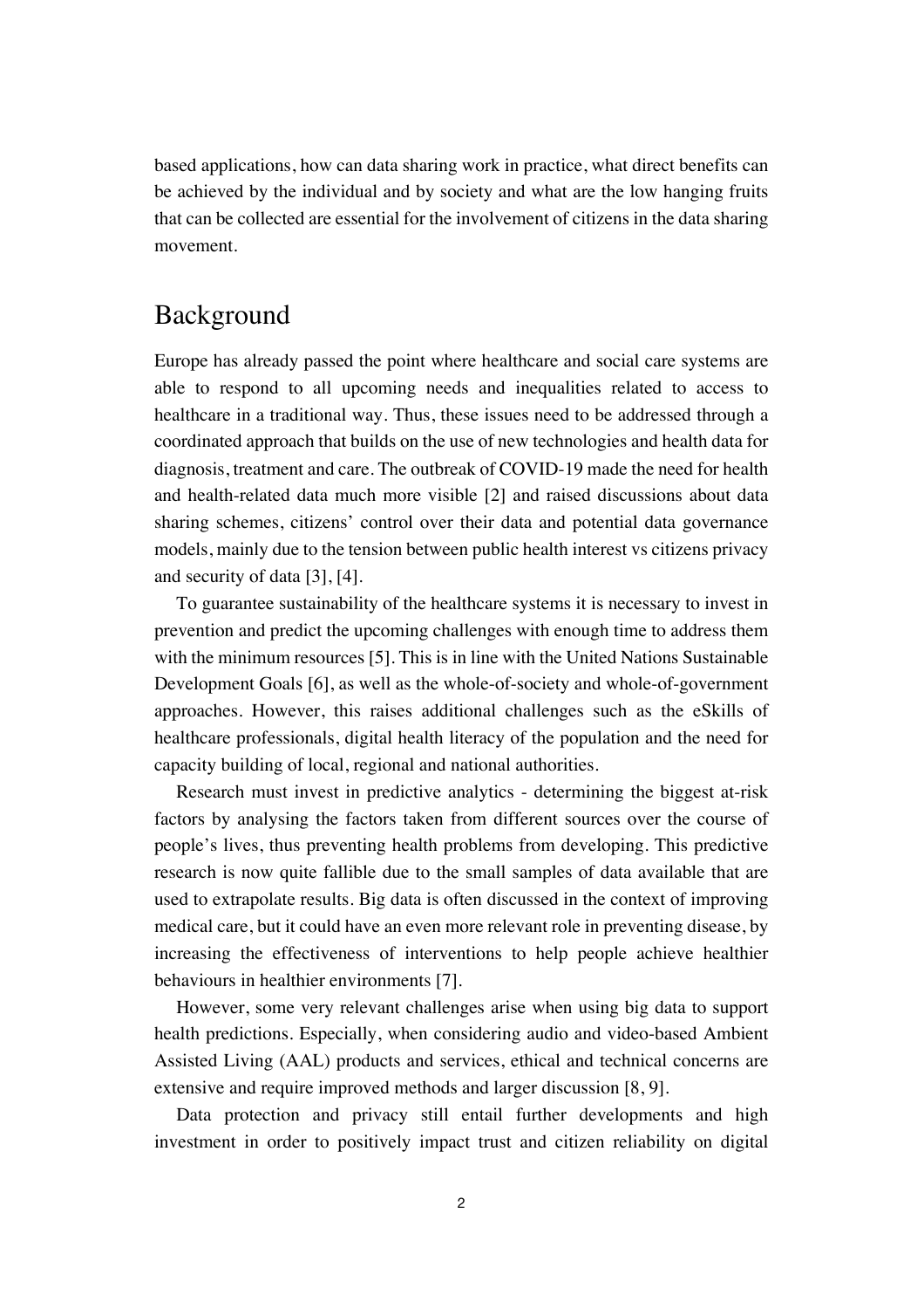based applications, how can data sharing work in practice, what direct benefits can be achieved by the individual and by society and what are the low hanging fruits that can be collected are essential for the involvement of citizens in the data sharing movement.

## Background

Europe has already passed the point where healthcare and social care systems are able to respond to all upcoming needs and inequalities related to access to healthcare in a traditional way. Thus, these issues need to be addressed through a coordinated approach that builds on the use of new technologies and health data for diagnosis, treatment and care. The outbreak of COVID-19 made the need for health and health-related data much more visible [2] and raised discussions about data sharing schemes, citizens' control over their data and potential data governance models, mainly due to the tension between public health interest vs citizens privacy and security of data [3], [4].

To guarantee sustainability of the healthcare systems it is necessary to invest in prevention and predict the upcoming challenges with enough time to address them with the minimum resources [5]. This is in line with the United Nations Sustainable Development Goals [6], as well as the whole-of-society and whole-of-government approaches. However, this raises additional challenges such as the eSkills of healthcare professionals, digital health literacy of the population and the need for capacity building of local, regional and national authorities.

Research must invest in predictive analytics - determining the biggest at-risk factors by analysing the factors taken from different sources over the course of people's lives, thus preventing health problems from developing. This predictive research is now quite fallible due to the small samples of data available that are used to extrapolate results. Big data is often discussed in the context of improving medical care, but it could have an even more relevant role in preventing disease, by increasing the effectiveness of interventions to help people achieve healthier behaviours in healthier environments [7].

However, some very relevant challenges arise when using big data to support health predictions. Especially, when considering audio and video-based Ambient Assisted Living (AAL) products and services, ethical and technical concerns are extensive and require improved methods and larger discussion [8, 9].

Data protection and privacy still entail further developments and high investment in order to positively impact trust and citizen reliability on digital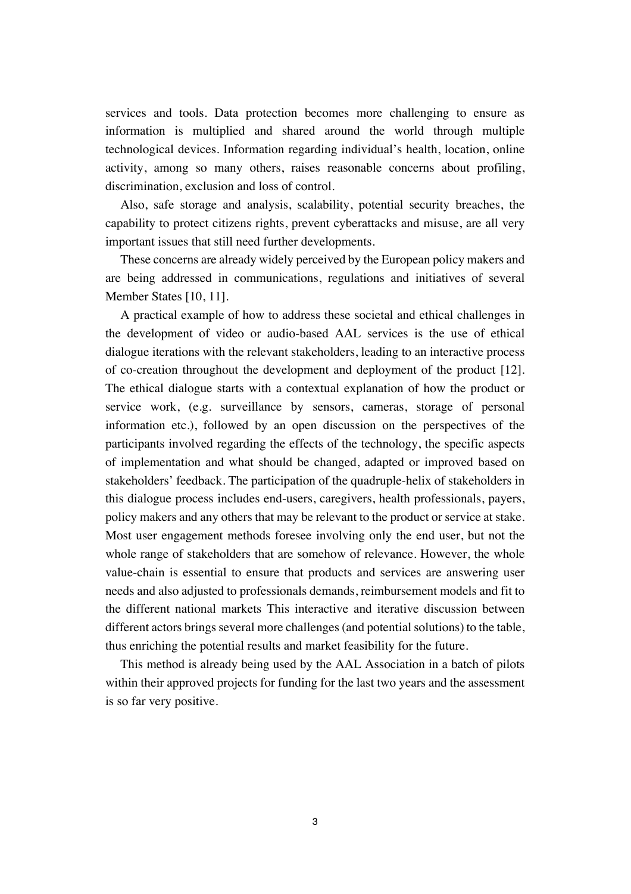services and tools. Data protection becomes more challenging to ensure as information is multiplied and shared around the world through multiple technological devices. Information regarding individual's health, location, online activity, among so many others, raises reasonable concerns about profiling, discrimination, exclusion and loss of control.

Also, safe storage and analysis, scalability, potential security breaches, the capability to protect citizens rights, prevent cyberattacks and misuse, are all very important issues that still need further developments.

These concerns are already widely perceived by the European policy makers and are being addressed in communications, regulations and initiatives of several Member States [10, 11].

A practical example of how to address these societal and ethical challenges in the development of video or audio-based AAL services is the use of ethical dialogue iterations with the relevant stakeholders, leading to an interactive process of co-creation throughout the development and deployment of the product [12]. The ethical dialogue starts with a contextual explanation of how the product or service work, (e.g. surveillance by sensors, cameras, storage of personal information etc.), followed by an open discussion on the perspectives of the participants involved regarding the effects of the technology, the specific aspects of implementation and what should be changed, adapted or improved based on stakeholders' feedback. The participation of the quadruple-helix of stakeholders in this dialogue process includes end-users, caregivers, health professionals, payers, policy makers and any others that may be relevant to the product or service at stake. Most user engagement methods foresee involving only the end user, but not the whole range of stakeholders that are somehow of relevance. However, the whole value-chain is essential to ensure that products and services are answering user needs and also adjusted to professionals demands, reimbursement models and fit to the different national markets This interactive and iterative discussion between different actors brings several more challenges (and potential solutions) to the table, thus enriching the potential results and market feasibility for the future.

This method is already being used by the AAL Association in a batch of pilots within their approved projects for funding for the last two years and the assessment is so far very positive.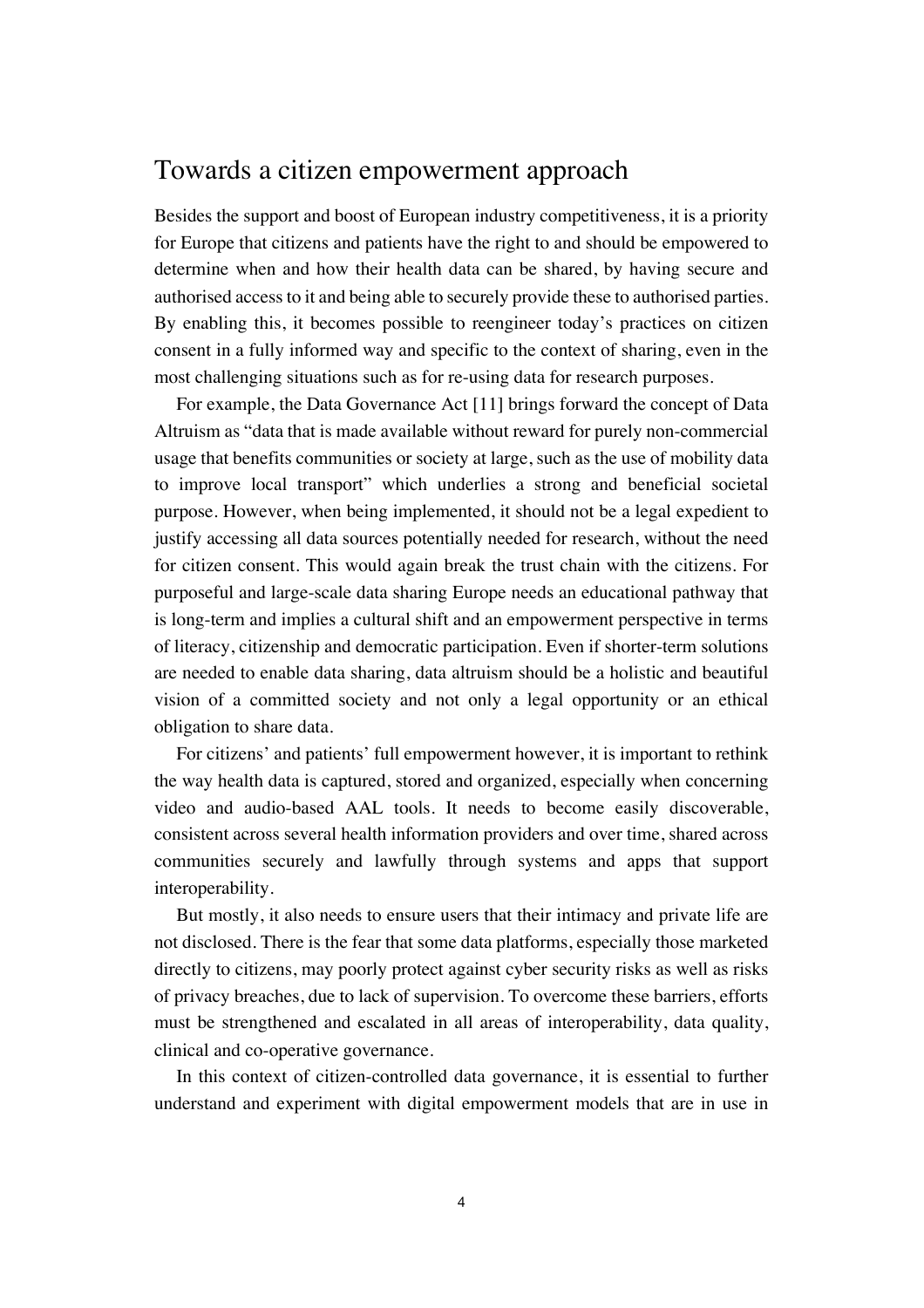## Towards a citizen empowerment approach

Besides the support and boost of European industry competitiveness, it is a priority for Europe that citizens and patients have the right to and should be empowered to determine when and how their health data can be shared, by having secure and authorised access to it and being able to securely provide these to authorised parties. By enabling this, it becomes possible to reengineer today's practices on citizen consent in a fully informed way and specific to the context of sharing, even in the most challenging situations such as for re-using data for research purposes.

For example, the Data Governance Act [11] brings forward the concept of Data Altruism as "data that is made available without reward for purely non-commercial usage that benefits communities or society at large, such as the use of mobility data to improve local transport" which underlies a strong and beneficial societal purpose. However, when being implemented, it should not be a legal expedient to justify accessing all data sources potentially needed for research, without the need for citizen consent. This would again break the trust chain with the citizens. For purposeful and large-scale data sharing Europe needs an educational pathway that is long-term and implies a cultural shift and an empowerment perspective in terms of literacy, citizenship and democratic participation. Even if shorter-term solutions are needed to enable data sharing, data altruism should be a holistic and beautiful vision of a committed society and not only a legal opportunity or an ethical obligation to share data.

For citizens' and patients' full empowerment however, it is important to rethink the way health data is captured, stored and organized, especially when concerning video and audio-based AAL tools. It needs to become easily discoverable, consistent across several health information providers and over time, shared across communities securely and lawfully through systems and apps that support interoperability.

But mostly, it also needs to ensure users that their intimacy and private life are not disclosed. There is the fear that some data platforms, especially those marketed directly to citizens, may poorly protect against cyber security risks as well as risks of privacy breaches, due to lack of supervision. To overcome these barriers, efforts must be strengthened and escalated in all areas of interoperability, data quality, clinical and co-operative governance.

In this context of citizen-controlled data governance, it is essential to further understand and experiment with digital empowerment models that are in use in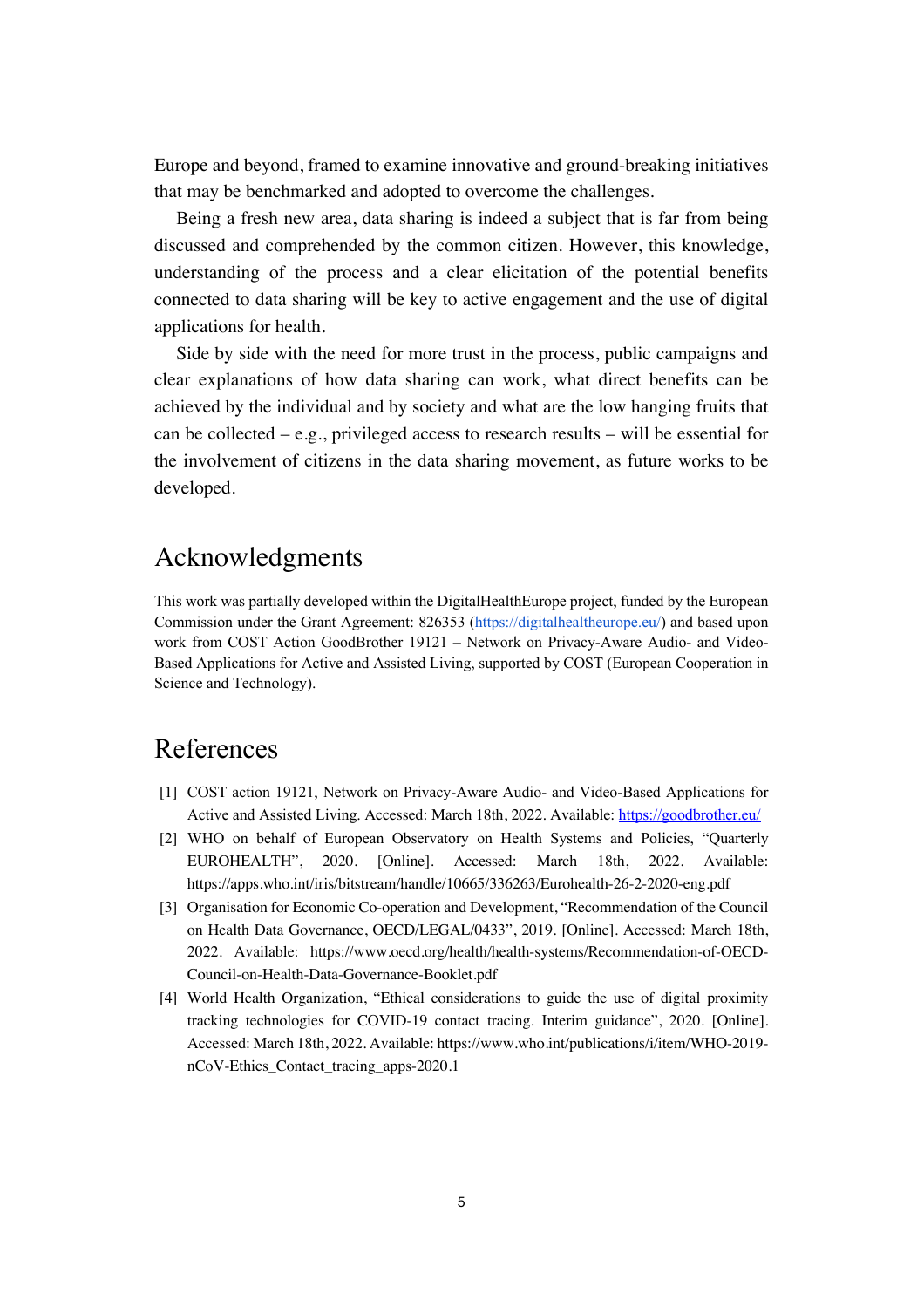Europe and beyond, framed to examine innovative and ground-breaking initiatives that may be benchmarked and adopted to overcome the challenges.

Being a fresh new area, data sharing is indeed a subject that is far from being discussed and comprehended by the common citizen. However, this knowledge, understanding of the process and a clear elicitation of the potential benefits connected to data sharing will be key to active engagement and the use of digital applications for health.

Side by side with the need for more trust in the process, public campaigns and clear explanations of how data sharing can work, what direct benefits can be achieved by the individual and by society and what are the low hanging fruits that can be collected – e.g., privileged access to research results – will be essential for the involvement of citizens in the data sharing movement, as future works to be developed.

## Acknowledgments

This work was partially developed within the DigitalHealthEurope project, funded by the European Commission under the Grant Agreement: 826353 (https://digitalhealtheurope.eu/) and based upon work from COST Action GoodBrother 19121 – Network on Privacy-Aware Audio- and Video-Based Applications for Active and Assisted Living, supported by COST (European Cooperation in Science and Technology).

## References

[1] COST action 19121, Network on Privacy-Aware Audio- and Video-Based Applications for Active and Assisted Living. Accessed: March 18th, 2022. Available: https://goodbrother.eu/

[2] WHO on behalf of European Observatory on Health Systems and Policies, "Quarterly EUROHEALTH", 2020. [Online]. Accessed: March 18th, 2022. Available: https://apps.who.int/iris/bitstream/handle/10665/336263/Eurohealth-26-2-2020-eng.pdf

[3] Organisation for Economic Co-operation and Development, "Recommendation of the Council on Health Data Governance, OECD/LEGAL/0433", 2019. [Online]. Accessed: March 18th, 2022. Available: https://www.oecd.org/health/health-systems/Recommendation-of-OECD-Council-on-Health-Data-Governance-Booklet.pdf

[4] World Health Organization, "Ethical considerations to guide the use of digital proximity tracking technologies for COVID-19 contact tracing. Interim guidance", 2020. [Online]. Accessed: March 18th, 2022. Available: https://www.who.int/publications/i/item/WHO-2019-nCoV-Ethics_Contact_tracing_apps-2020.1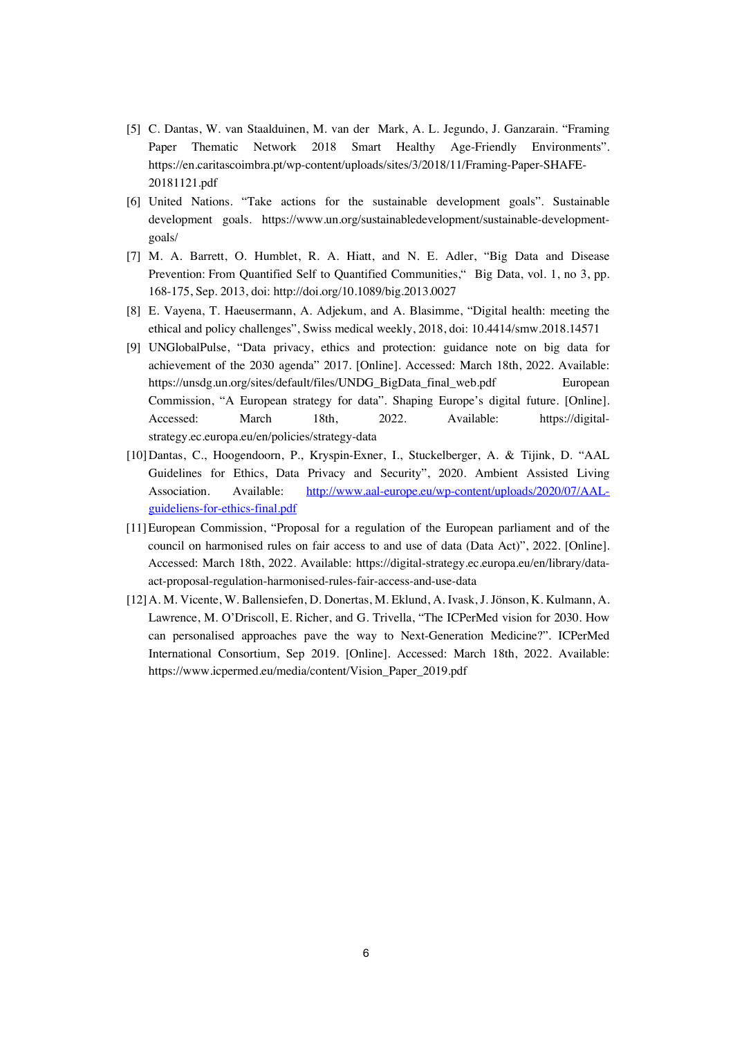[5] C. Dantas, W. van Staalduinen, M. van der Mark, A. L. Jegundo, J. Ganzarain. "Framing Paper Thematic Network 2018 Smart Healthy Age-Friendly Environments". https://en.caritascoimbra.pt/wp-content/uploads/sites/3/2018/11/Framing-Paper-SHAFE-20181121.pdf

[6] United Nations. "Take actions for the sustainable development goals". Sustainable development goals. https://www.un.org/sustainabledevelopment/sustainable-development-goals/

[7] M. A. Barrett, O. Humblet, R. A. Hiatt, and N. E. Adler, "Big Data and Disease Prevention: From Quantified Self to Quantified Communities," Big Data, vol. 1, no 3, pp. 168-175, Sep. 2013, doi: http://doi.org/10.1089/big.2013.0027

[8] E. Vayena, T. Haeusermann, A. Adjekum, and A. Blasimme, "Digital health: meeting the ethical and policy challenges", Swiss medical weekly, 2018, doi: 10.4414/smw.2018.14571

[9] UNGlobalPulse, "Data privacy, ethics and protection: guidance note on big data for achievement of the 2030 agenda" 2017. [Online]. Accessed: March 18th, 2022. Available: https://unsdg.un.org/sites/default/files/UNDG_BigData_final_web.pdf European Commission, "A European strategy for data". Shaping Europe's digital future. [Online]. Accessed: March 18th, 2022. Available: https://digital-strategy.ec.europa.eu/en/policies/strategy-data

[10] Dantas, C., Hoogendoorn, P., Kryspin-Exner, I., Stuckelberger, A. & Tijink, D. "AAL Guidelines for Ethics, Data Privacy and Security", 2020. Ambient Assisted Living Association. Available: http://www.aal-europe.eu/wp-content/uploads/2020/07/AAL-guideliens-for-ethics-final.pdf

[11] European Commission, "Proposal for a regulation of the European parliament and of the council on harmonised rules on fair access to and use of data (Data Act)", 2022. [Online]. Accessed: March 18th, 2022. Available: https://digital-strategy.ec.europa.eu/en/library/data-act-proposal-regulation-harmonised-rules-fair-access-and-use-data

[12] A. M. Vicente, W. Ballensiefen, D. Donertas, M. Eklund, A. Ivask, J. Jönson, K. Kulmann, A. Lawrence, M. O'Driscoll, E. Richer, and G. Trivella, "The ICPerMed vision for 2030. How can personalised approaches pave the way to Next-Generation Medicine?". ICPerMed International Consortium, Sep 2019. [Online]. Accessed: March 18th, 2022. Available: https://www.icpermed.eu/media/content/Vision_Paper_2019.pdf